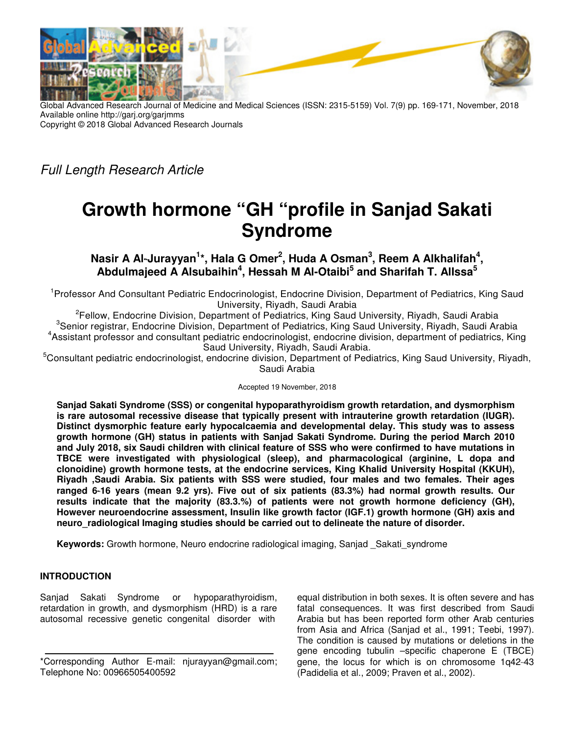Full Length Research Article

# Growth hormone "GH "profile in Sanjad Sakati Syndrome

**Nasir A Al-Jurayyan[1]*, Hala G Omer[2], Huda A Osman[3], Reem A Alkhalifah[4], Abdulmajeed A Alsubaihin[4], Hessah M Al-Otaibi[5] and Sharifah T. AlIssa[5]**

[1]Professor And Consultant Pediatric Endocrinologist, Endocrine Division, Department of Pediatrics, King Saud University, Riyadh, Saudi Arabia

[2]Fellow, Endocrine Division, Department of Pediatrics, King Saud University, Riyadh, Saudi Arabia

[3]Senior registrar, Endocrine Division, Department of Pediatrics, King Saud University, Riyadh, Saudi Arabia

[4]Assistant professor and consultant pediatric endocrinologist, endocrine division, department of pediatrics, King Saud University, Riyadh, Saudi Arabia.

[5]Consultant pediatric endocrinologist, endocrine division, Department of Pediatrics, King Saud University, Riyadh, Saudi Arabia

Accepted 19 November, 2018

**Sanjad Sakati Syndrome (SSS) or congenital hypoparathyroidism growth retardation, and dysmorphism is rare autosomal recessive disease that typically present with intrauterine growth retardation (IUGR). Distinct dysmorphic feature early hypocalcaemia and developmental delay. This study was to assess growth hormone (GH) status in patients with Sanjad Sakati Syndrome. During the period March 2010 and July 2018, six Saudi children with clinical feature of SSS who were confirmed to have mutations in TBCE were investigated with physiological (sleep), and pharmacological (arginine, L dopa and clonoidine) growth hormone tests, at the endocrine services, King Khalid University Hospital (KKUH), Riyadh ,Saudi Arabia. Six patients with SSS were studied, four males and two females. Their ages ranged 6-16 years (mean 9.2 yrs). Five out of six patients (83.3%) had normal growth results. Our results indicate that the majority (83.3.%) of patients were not growth hormone deficiency (GH), However neuroendocrine assessment, Insulin like growth factor (IGF.1) growth hormone (GH) axis and neuro_radiological Imaging studies should be carried out to delineate the nature of disorder.**

**Keywords:** Growth hormone, Neuro endocrine radiological imaging, Sanjad _Sakati_syndrome

## INTRODUCTION

Sanjad Sakati Syndrome or hypoparathyroidism, retardation in growth, and dysmorphism (HRD) is a rare autosomal recessive genetic congenital disorder with equal distribution in both sexes. It is often severe and has fatal consequences. It was first described from Saudi Arabia but has been reported form other Arab centuries from Asia and Africa (Sanjad et al., 1991; Teebi, 1997). The condition is caused by mutations or deletions in the gene encoding tubulin –specific chaperone E (TBCE) gene, the locus for which is on chromosome 1q42-43 (Padidelia et al., 2009; Praven et al., 2002).

*Corresponding Author E-mail: njurayyan@gmail.com; Telephone No: 00966505400592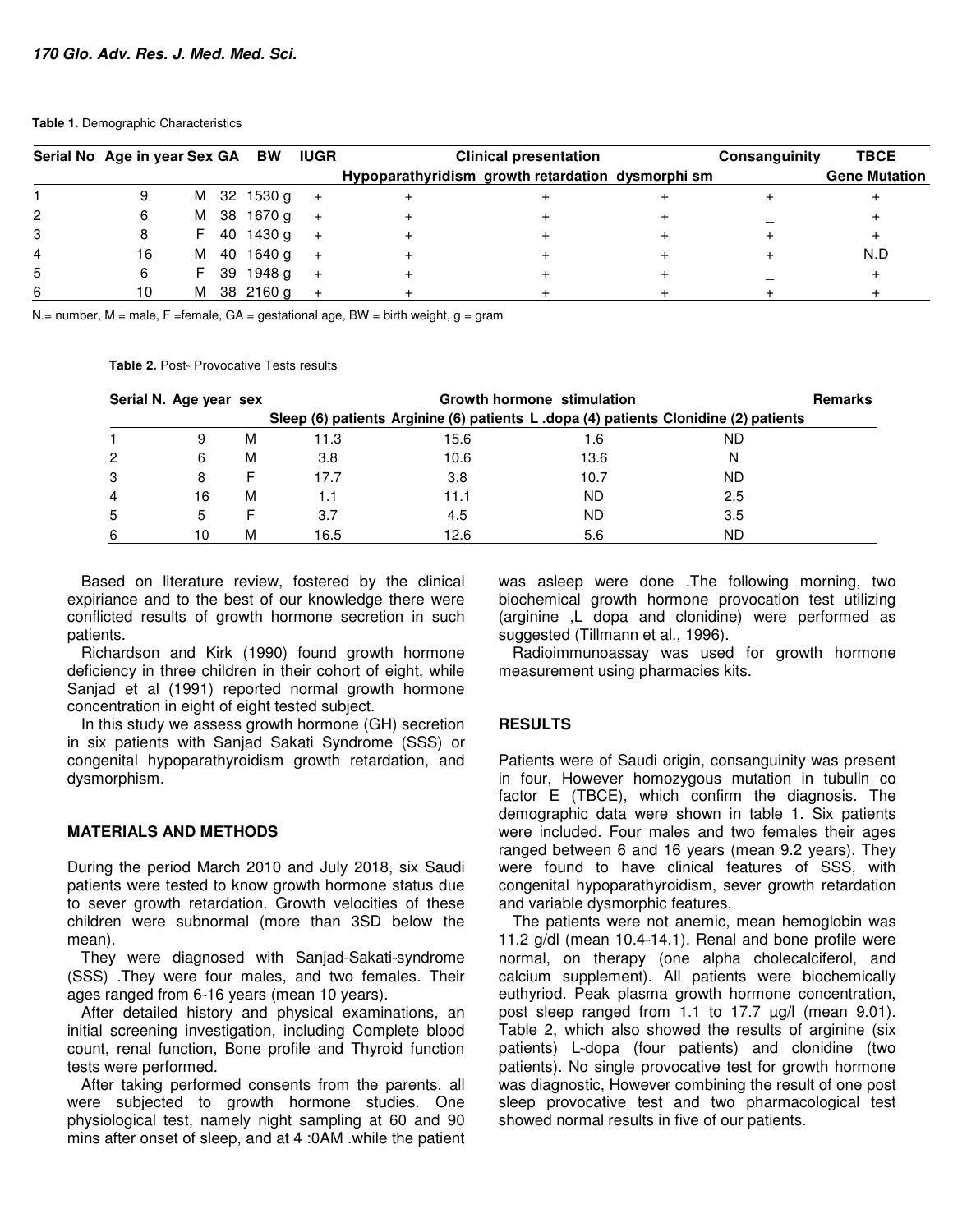**Table 1.** Demographic Characteristics

| Serial No | Age in year | Sex | GA | BW | IUGR | Clinical presentation | | | Consanguinity | TBCE |
|---|---|---|---|---|---|---|---|---|---|---|
| | | | | | | Hypoparathyridism | growth retardation | dysmorphi sm | | Gene Mutation |
| 1 | 9 | M | 32 | 1530 g | + | + | + | + | + | + |
| 2 | 6 | M | 38 | 1670 g | + | + | + | + | _ | + |
| 3 | 8 | F | 40 | 1430 g | + | + | + | + | + | + |
| 4 | 16 | M | 40 | 1640 g | + | + | + | + | + | N.D |
| 5 | 6 | F | 39 | 1948 g | + | + | + | + | _ | + |
| 6 | 10 | M | 38 | 2160 g | + | + | + | + | + | + |

N.= number, M = male, F =female, GA = gestational age, BW = birth weight, g = gram

**Table 2.** Post- Provocative Tests results

| Serial N. | Age year | sex | Growth hormone stimulation | | | | Remarks |
|---|---|---|---|---|---|---|---|
| | | | Sleep (6) patients | Arginine (6) patients | L .dopa (4) patients | Clonidine (2) patients | |
| 1 | 9 | M | 11.3 | 15.6 | 1.6 | ND | |
| 2 | 6 | M | 3.8 | 10.6 | 13.6 | N | |
| 3 | 8 | F | 17.7 | 3.8 | 10.7 | ND | |
| 4 | 16 | M | 1.1 | 11.1 | ND | 2.5 | |
| 5 | 5 | F | 3.7 | 4.5 | ND | 3.5 | |
| 6 | 10 | M | 16.5 | 12.6 | 5.6 | ND | |

Based on literature review, fostered by the clinical expiriance and to the best of our knowledge there were conflicted results of growth hormone secretion in such patients.

Richardson and Kirk (1990) found growth hormone deficiency in three children in their cohort of eight, while Sanjad et al (1991) reported normal growth hormone concentration in eight of eight tested subject.

In this study we assess growth hormone (GH) secretion in six patients with Sanjad Sakati Syndrome (SSS) or congenital hypoparathyroidism growth retardation, and dysmorphism.

## MATERIALS AND METHODS

During the period March 2010 and July 2018, six Saudi patients were tested to know growth hormone status due to sever growth retardation. Growth velocities of these children were subnormal (more than 3SD below the mean).

They were diagnosed with Sanjad-Sakati-syndrome (SSS) .They were four males, and two females. Their ages ranged from 6-16 years (mean 10 years).

After detailed history and physical examinations, an initial screening investigation, including Complete blood count, renal function, Bone profile and Thyroid function tests were performed.

After taking performed consents from the parents, all were subjected to growth hormone studies. One physiological test, namely night sampling at 60 and 90 mins after onset of sleep, and at 4 :0AM .while the patient was asleep were done .The following morning, two biochemical growth hormone provocation test utilizing (arginine ,L dopa and clonidine) were performed as suggested (Tillmann et al., 1996).

Radioimmunoassay was used for growth hormone measurement using pharmacies kits.

## RESULTS

Patients were of Saudi origin, consanguinity was present in four, However homozygous mutation in tubulin co factor E (TBCE), which confirm the diagnosis. The demographic data were shown in table 1. Six patients were included. Four males and two females their ages ranged between 6 and 16 years (mean 9.2 years). They were found to have clinical features of SSS, with congenital hypoparathyroidism, sever growth retardation and variable dysmorphic features.

The patients were not anemic, mean hemoglobin was 11.2 g/dl (mean 10.4-14.1). Renal and bone profile were normal, on therapy (one alpha cholecalciferol, and calcium supplement). All patients were biochemically euthyriod. Peak plasma growth hormone concentration, post sleep ranged from 1.1 to 17.7 µg/l (mean 9.01). Table 2, which also showed the results of arginine (six patients) L-dopa (four patients) and clonidine (two patients). No single provocative test for growth hormone was diagnostic, However combining the result of one post sleep provocative test and two pharmacological test showed normal results in five of our patients.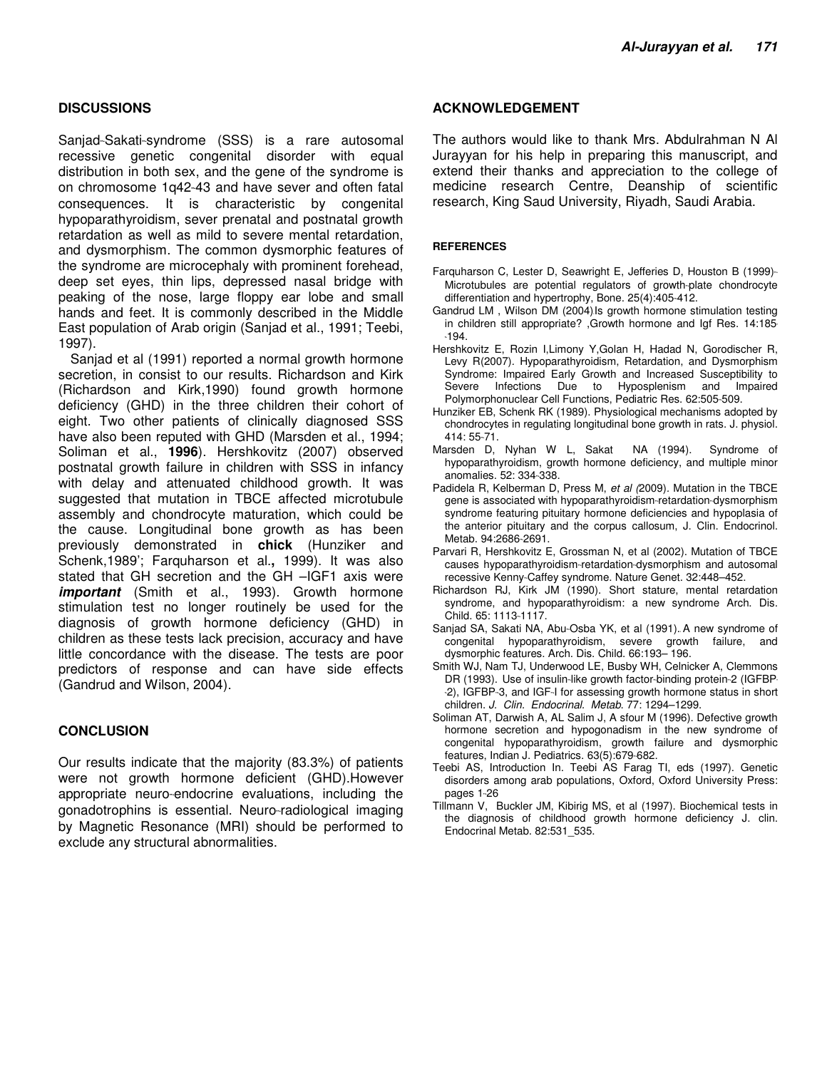## DISCUSSIONS

Sanjad-Sakati-syndrome (SSS) is a rare autosomal recessive genetic congenital disorder with equal distribution in both sex, and the gene of the syndrome is on chromosome 1q42-43 and have sever and often fatal consequences. It is characteristic by congenital hypoparathyroidism, sever prenatal and postnatal growth retardation as well as mild to severe mental retardation, and dysmorphism. The common dysmorphic features of the syndrome are microcephaly with prominent forehead, deep set eyes, thin lips, depressed nasal bridge with peaking of the nose, large floppy ear lobe and small hands and feet. It is commonly described in the Middle East population of Arab origin (Sanjad et al., 1991; Teebi, 1997).

Sanjad et al (1991) reported a normal growth hormone secretion, in consist to our results. Richardson and Kirk (Richardson and Kirk,1990) found growth hormone deficiency (GHD) in the three children their cohort of eight. Two other patients of clinically diagnosed SSS have also been reputed with GHD (Marsden et al., 1994; Soliman et al., **1996**). Hershkovitz (2007) observed postnatal growth failure in children with SSS in infancy with delay and attenuated childhood growth. It was suggested that mutation in TBCE affected microtubule assembly and chondrocyte maturation, which could be the cause. Longitudinal bone growth as has been previously demonstrated in **chick** (Hunziker and Schenk,1989'; Farquharson et al.**,** 1999). It was also stated that GH secretion and the GH –IGF1 axis were ***important*** (Smith et al., 1993). Growth hormone stimulation test no longer routinely be used for the diagnosis of growth hormone deficiency (GHD) in children as these tests lack precision, accuracy and have little concordance with the disease. The tests are poor predictors of response and can have side effects (Gandrud and Wilson, 2004).

## CONCLUSION

Our results indicate that the majority (83.3%) of patients were not growth hormone deficient (GHD).However appropriate neuro-endocrine evaluations, including the gonadotrophins is essential. Neuro-radiological imaging by Magnetic Resonance (MRI) should be performed to exclude any structural abnormalities.

## ACKNOWLEDGEMENT

The authors would like to thank Mrs. Abdulrahman N Al Jurayyan for his help in preparing this manuscript, and extend their thanks and appreciation to the college of medicine research Centre, Deanship of scientific research, King Saud University, Riyadh, Saudi Arabia.

## REFERENCES

Farquharson C, Lester D, Seawright E, Jefferies D, Houston B (1999)- Microtubules are potential regulators of growth-plate chondrocyte differentiation and hypertrophy, Bone. 25(4):405-412.

Gandrud LM , Wilson DM (2004) Is growth hormone stimulation testing in children still appropriate? ,Growth hormone and Igf Res. 14:185-194.

Hershkovitz E, Rozin I,Limony Y,Golan H, Hadad N, Gorodischer R, Levy R(2007). Hypoparathyroidism, Retardation, and Dysmorphism Syndrome: Impaired Early Growth and Increased Susceptibility to Severe Infections Due to Hyposplenism and Impaired Polymorphonuclear Cell Functions, Pediatric Res. 62:505-509.

Hunziker EB, Schenk RK (1989). Physiological mechanisms adopted by chondrocytes in regulating longitudinal bone growth in rats. J. physiol. 414: 55-71.

Marsden D, Nyhan W L, Sakat NA (1994). Syndrome of hypoparathyroidism, growth hormone deficiency, and multiple minor anomalies. 52: 334-338.

Padidela R, Kelberman D, Press M, *et al (*2009). Mutation in the TBCE gene is associated with hypoparathyroidism-retardation-dysmorphism syndrome featuring pituitary hormone deficiencies and hypoplasia of the anterior pituitary and the corpus callosum, J. Clin. Endocrinol. Metab. 94:2686-2691.

Parvari R, Hershkovitz E, Grossman N, et al (2002). Mutation of TBCE causes hypoparathyroidism-retardation-dysmorphism and autosomal recessive Kenny-Caffey syndrome. Nature Genet. 32:448–452.

Richardson RJ, Kirk JM (1990). Short stature, mental retardation syndrome, and hypoparathyroidism: a new syndrome Arch. Dis. Child. 65: 1113-1117.

Sanjad SA, Sakati NA, Abu-Osba YK, et al (1991). A new syndrome of congenital hypoparathyroidism, severe growth failure, and dysmorphic features. Arch. Dis. Child. 66:193– 196.

Smith WJ, Nam TJ, Underwood LE, Busby WH, Celnicker A, Clemmons DR (1993). Use of insulin-like growth factor-binding protein-2 (IGFBP-2), IGFBP-3, and IGF-I for assessing growth hormone status in short children. *J. Clin. Endocrinal. Metab*. 77: 1294–1299.

Soliman AT, Darwish A, AL Salim J, A sfour M (1996). Defective growth hormone secretion and hypogonadism in the new syndrome of congenital hypoparathyroidism, growth failure and dysmorphic features, Indian J. Pediatrics. 63(5):679-682.

Teebi AS, Introduction In. Teebi AS Farag TI, eds (1997). Genetic disorders among arab populations, Oxford, Oxford University Press: pages 1-26

Tillmann V, Buckler JM, Kibirig MS, et al (1997). Biochemical tests in the diagnosis of childhood growth hormone deficiency J. clin. Endocrinal Metab. 82:531_535.